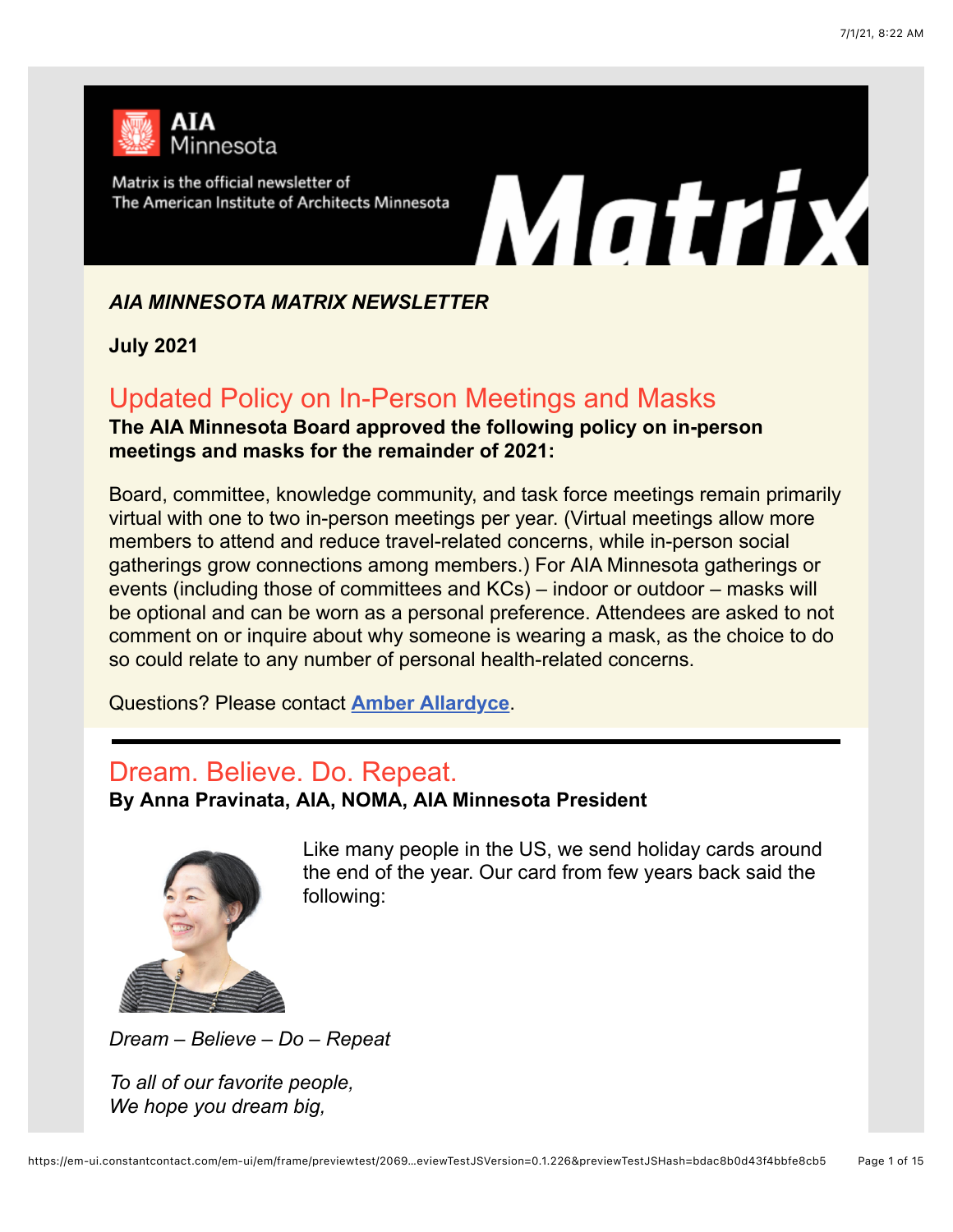AIA Minnesota

Matrix is the official newsletter of The American Institute of Architects Minnesota

# Matrix

***AIA MINNESOTA MATRIX NEWSLETTER***

**July 2021**

## Updated Policy on In-Person Meetings and Masks

**The AIA Minnesota Board approved the following policy on in-person meetings and masks for the remainder of 2021:**

Board, committee, knowledge community, and task force meetings remain primarily virtual with one to two in-person meetings per year. (Virtual meetings allow more members to attend and reduce travel-related concerns, while in-person social gatherings grow connections among members.) For AIA Minnesota gatherings or events (including those of committees and KCs) – indoor or outdoor – masks will be optional and can be worn as a personal preference. Attendees are asked to not comment on or inquire about why someone is wearing a mask, as the choice to do so could relate to any number of personal health-related concerns.

Questions? Please contact **Amber Allardyce**.

---

## Dream. Believe. Do. Repeat.

**By Anna Pravinata, AIA, NOMA, AIA Minnesota President**

Like many people in the US, we send holiday cards around the end of the year. Our card from few years back said the following:

*Dream – Believe – Do – Repeat*

*To all of our favorite people,*
*We hope you dream big,*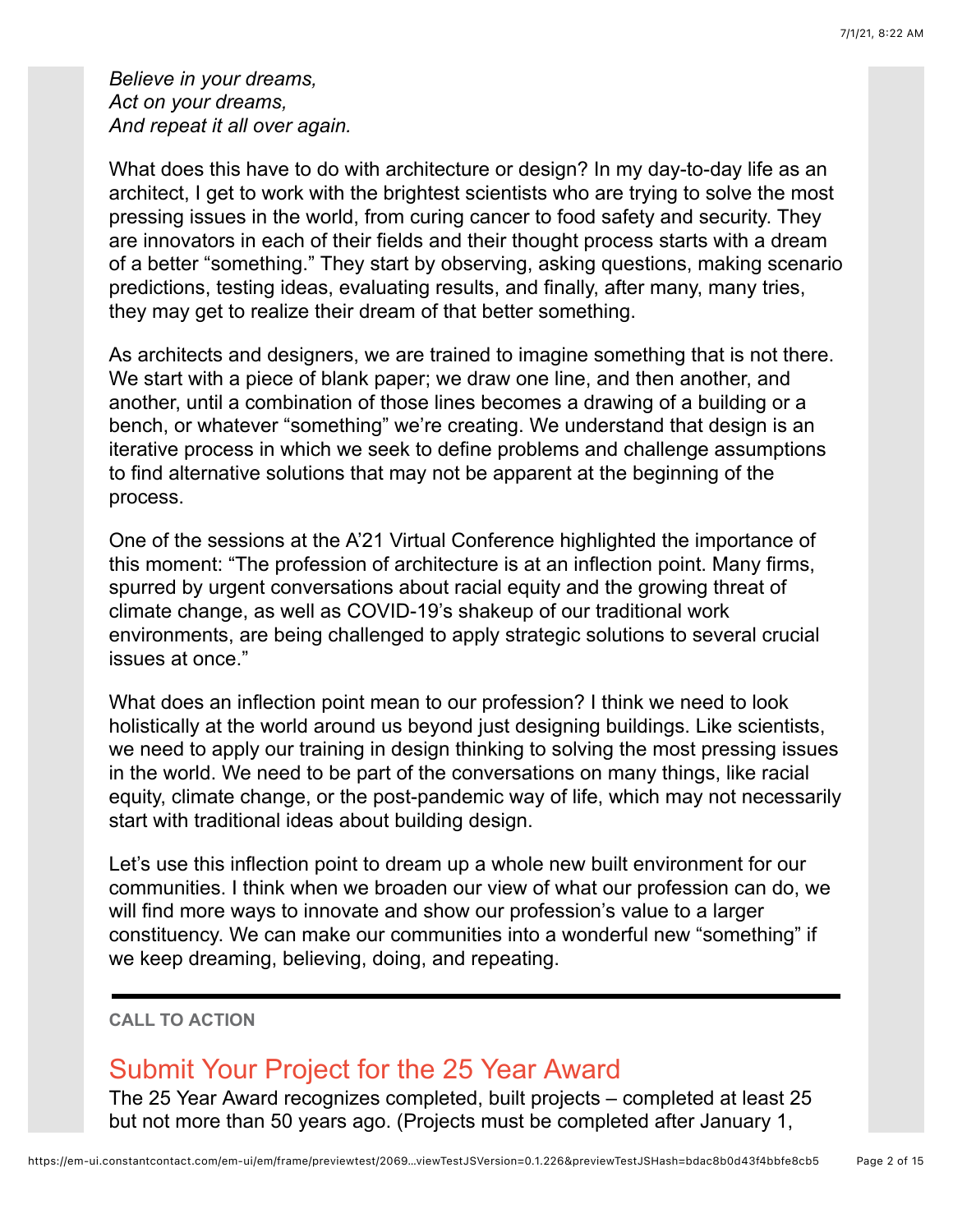*Believe in your dreams,*
*Act on your dreams,*
*And repeat it all over again.*

What does this have to do with architecture or design? In my day-to-day life as an architect, I get to work with the brightest scientists who are trying to solve the most pressing issues in the world, from curing cancer to food safety and security. They are innovators in each of their fields and their thought process starts with a dream of a better "something." They start by observing, asking questions, making scenario predictions, testing ideas, evaluating results, and finally, after many, many tries, they may get to realize their dream of that better something.

As architects and designers, we are trained to imagine something that is not there. We start with a piece of blank paper; we draw one line, and then another, and another, until a combination of those lines becomes a drawing of a building or a bench, or whatever "something" we're creating. We understand that design is an iterative process in which we seek to define problems and challenge assumptions to find alternative solutions that may not be apparent at the beginning of the process.

One of the sessions at the A'21 Virtual Conference highlighted the importance of this moment: "The profession of architecture is at an inflection point. Many firms, spurred by urgent conversations about racial equity and the growing threat of climate change, as well as COVID-19's shakeup of our traditional work environments, are being challenged to apply strategic solutions to several crucial issues at once."

What does an inflection point mean to our profession? I think we need to look holistically at the world around us beyond just designing buildings. Like scientists, we need to apply our training in design thinking to solving the most pressing issues in the world. We need to be part of the conversations on many things, like racial equity, climate change, or the post-pandemic way of life, which may not necessarily start with traditional ideas about building design.

Let's use this inflection point to dream up a whole new built environment for our communities. I think when we broaden our view of what our profession can do, we will find more ways to innovate and show our profession's value to a larger constituency. We can make our communities into a wonderful new "something" if we keep dreaming, believing, doing, and repeating.

---

**CALL TO ACTION**

## Submit Your Project for the 25 Year Award

The 25 Year Award recognizes completed, built projects – completed at least 25 but not more than 50 years ago. (Projects must be completed after January 1,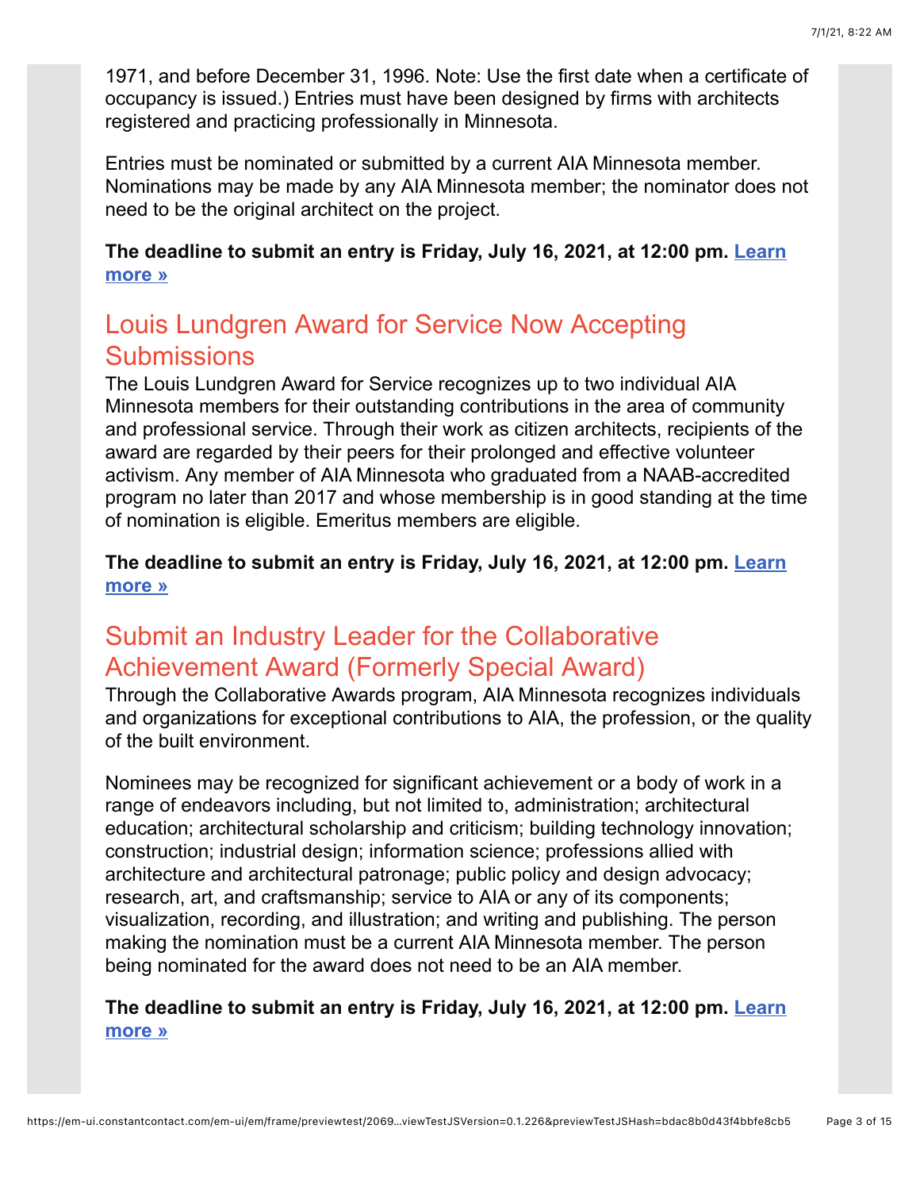1971, and before December 31, 1996. Note: Use the first date when a certificate of occupancy is issued.) Entries must have been designed by firms with architects registered and practicing professionally in Minnesota.

Entries must be nominated or submitted by a current AIA Minnesota member. Nominations may be made by any AIA Minnesota member; the nominator does not need to be the original architect on the project.

**The deadline to submit an entry is Friday, July 16, 2021, at 12:00 pm. Learn more »**

## Louis Lundgren Award for Service Now Accepting Submissions

The Louis Lundgren Award for Service recognizes up to two individual AIA Minnesota members for their outstanding contributions in the area of community and professional service. Through their work as citizen architects, recipients of the award are regarded by their peers for their prolonged and effective volunteer activism. Any member of AIA Minnesota who graduated from a NAAB-accredited program no later than 2017 and whose membership is in good standing at the time of nomination is eligible. Emeritus members are eligible.

**The deadline to submit an entry is Friday, July 16, 2021, at 12:00 pm. Learn more »**

## Submit an Industry Leader for the Collaborative Achievement Award (Formerly Special Award)

Through the Collaborative Awards program, AIA Minnesota recognizes individuals and organizations for exceptional contributions to AIA, the profession, or the quality of the built environment.

Nominees may be recognized for significant achievement or a body of work in a range of endeavors including, but not limited to, administration; architectural education; architectural scholarship and criticism; building technology innovation; construction; industrial design; information science; professions allied with architecture and architectural patronage; public policy and design advocacy; research, art, and craftsmanship; service to AIA or any of its components; visualization, recording, and illustration; and writing and publishing. The person making the nomination must be a current AIA Minnesota member. The person being nominated for the award does not need to be an AIA member.

**The deadline to submit an entry is Friday, July 16, 2021, at 12:00 pm. Learn more »**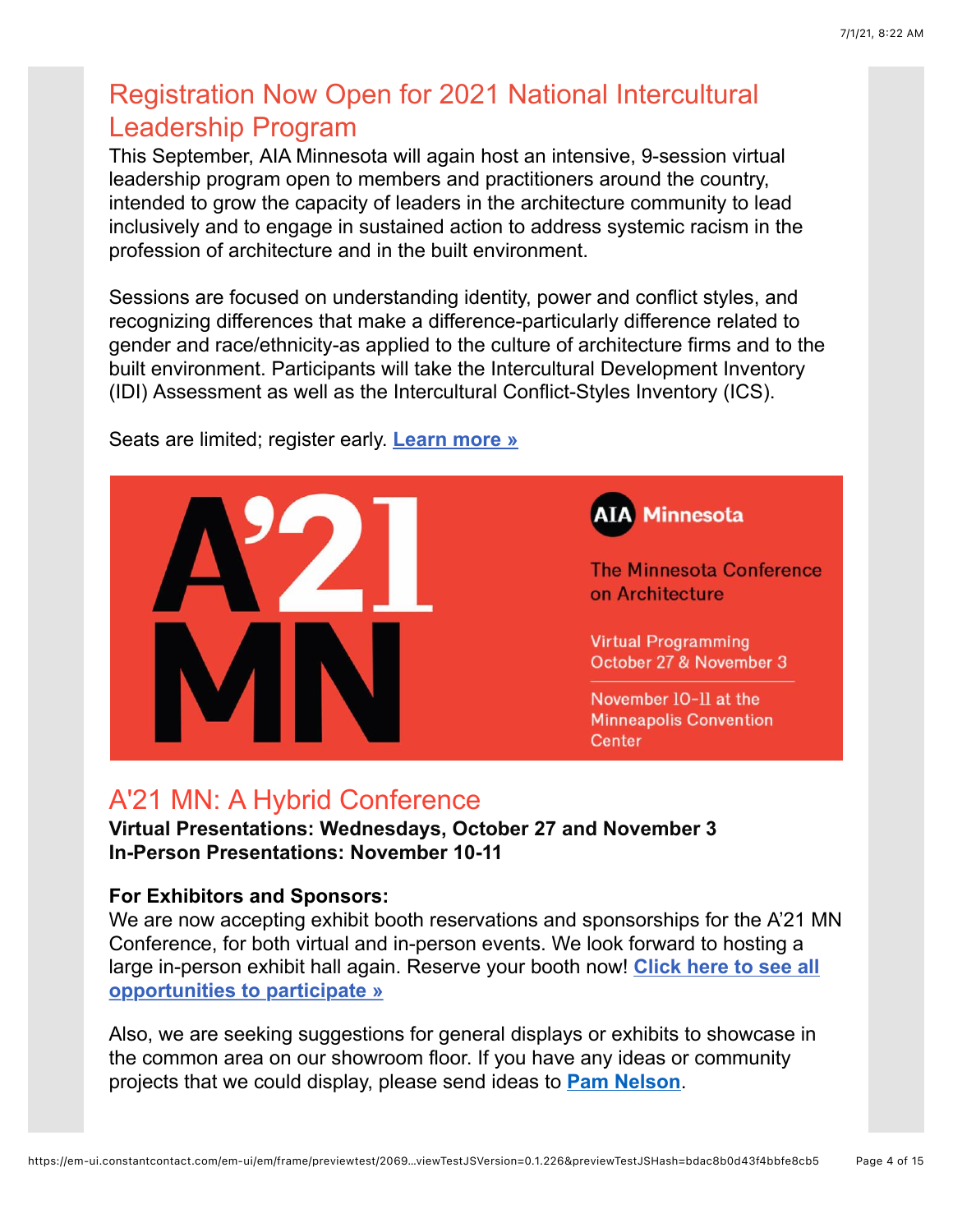## Registration Now Open for 2021 National Intercultural Leadership Program

This September, AIA Minnesota will again host an intensive, 9-session virtual leadership program open to members and practitioners around the country, intended to grow the capacity of leaders in the architecture community to lead inclusively and to engage in sustained action to address systemic racism in the profession of architecture and in the built environment.

Sessions are focused on understanding identity, power and conflict styles, and recognizing differences that make a difference-particularly difference related to gender and race/ethnicity-as applied to the culture of architecture firms and to the built environment. Participants will take the Intercultural Development Inventory (IDI) Assessment as well as the Intercultural Conflict-Styles Inventory (ICS).

Seats are limited; register early. **Learn more »**

A'21 MN

AIA Minnesota

The Minnesota Conference on Architecture

Virtual Programming October 27 & November 3

November 10-11 at the Minneapolis Convention Center

## A'21 MN: A Hybrid Conference

**Virtual Presentations: Wednesdays, October 27 and November 3**
**In-Person Presentations: November 10-11**

**For Exhibitors and Sponsors:**
We are now accepting exhibit booth reservations and sponsorships for the A'21 MN Conference, for both virtual and in-person events. We look forward to hosting a large in-person exhibit hall again. Reserve your booth now! **Click here to see all opportunities to participate »**

Also, we are seeking suggestions for general displays or exhibits to showcase in the common area on our showroom floor. If you have any ideas or community projects that we could display, please send ideas to **Pam Nelson**.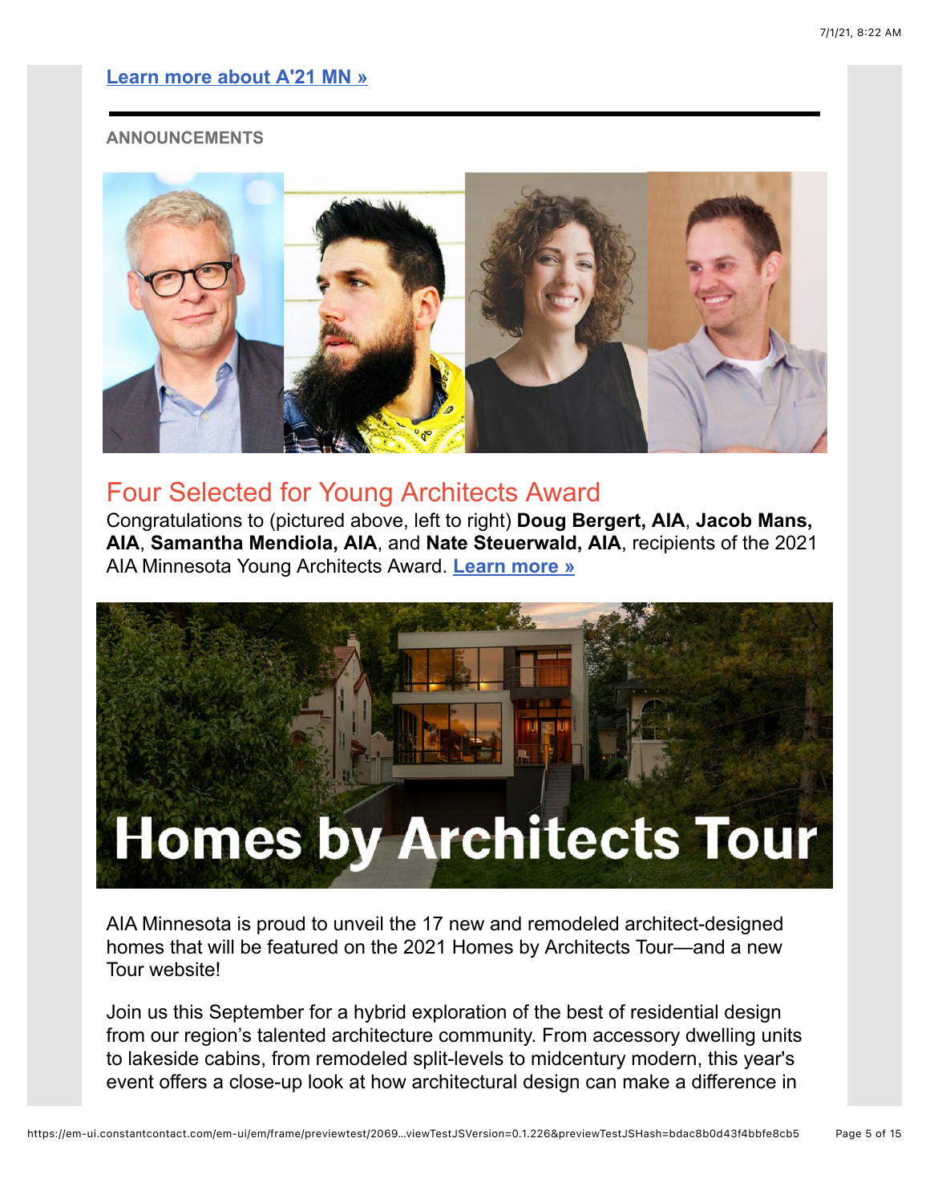[Learn more about A'21 MN »]

---

**ANNOUNCEMENTS**

## Four Selected for Young Architects Award

Congratulations to (pictured above, left to right) **Doug Bergert, AIA**, **Jacob Mans, AIA**, **Samantha Mendiola, AIA**, and **Nate Steuerwald, AIA**, recipients of the 2021 AIA Minnesota Young Architects Award. **Learn more »**

Homes by Architects Tour

AIA Minnesota is proud to unveil the 17 new and remodeled architect-designed homes that will be featured on the 2021 Homes by Architects Tour—and a new Tour website!

Join us this September for a hybrid exploration of the best of residential design from our region's talented architecture community. From accessory dwelling units to lakeside cabins, from remodeled split-levels to midcentury modern, this year's event offers a close-up look at how architectural design can make a difference in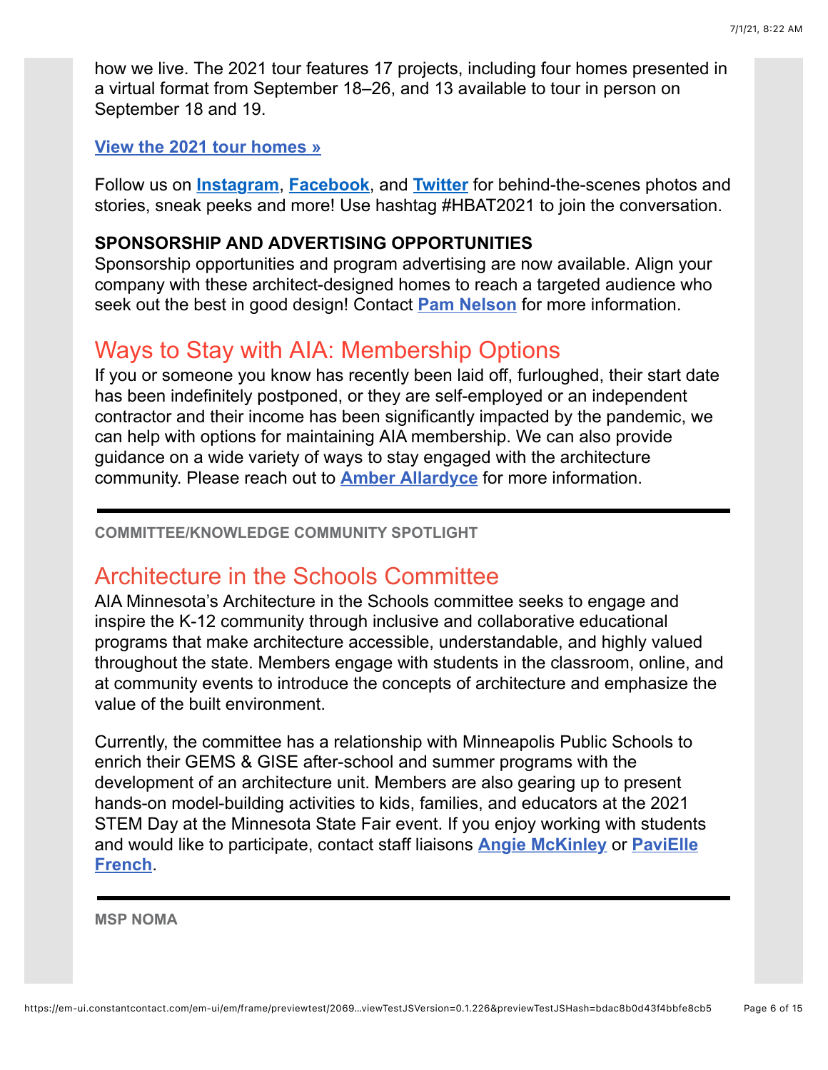how we live. The 2021 tour features 17 projects, including four homes presented in a virtual format from September 18–26, and 13 available to tour in person on September 18 and 19.

**View the 2021 tour homes »**

Follow us on **Instagram**, **Facebook**, and **Twitter** for behind-the-scenes photos and stories, sneak peeks and more! Use hashtag #HBAT2021 to join the conversation.

**SPONSORSHIP AND ADVERTISING OPPORTUNITIES**

Sponsorship opportunities and program advertising are now available. Align your company with these architect-designed homes to reach a targeted audience who seek out the best in good design! Contact **Pam Nelson** for more information.

## Ways to Stay with AIA: Membership Options

If you or someone you know has recently been laid off, furloughed, their start date has been indefinitely postponed, or they are self-employed or an independent contractor and their income has been significantly impacted by the pandemic, we can help with options for maintaining AIA membership. We can also provide guidance on a wide variety of ways to stay engaged with the architecture community. Please reach out to **Amber Allardyce** for more information.

---

**COMMITTEE/KNOWLEDGE COMMUNITY SPOTLIGHT**

## Architecture in the Schools Committee

AIA Minnesota's Architecture in the Schools committee seeks to engage and inspire the K-12 community through inclusive and collaborative educational programs that make architecture accessible, understandable, and highly valued throughout the state. Members engage with students in the classroom, online, and at community events to introduce the concepts of architecture and emphasize the value of the built environment.

Currently, the committee has a relationship with Minneapolis Public Schools to enrich their GEMS & GISE after-school and summer programs with the development of an architecture unit. Members are also gearing up to present hands-on model-building activities to kids, families, and educators at the 2021 STEM Day at the Minnesota State Fair event. If you enjoy working with students and would like to participate, contact staff liaisons **Angie McKinley** or **PaviElle French**.

---

**MSP NOMA**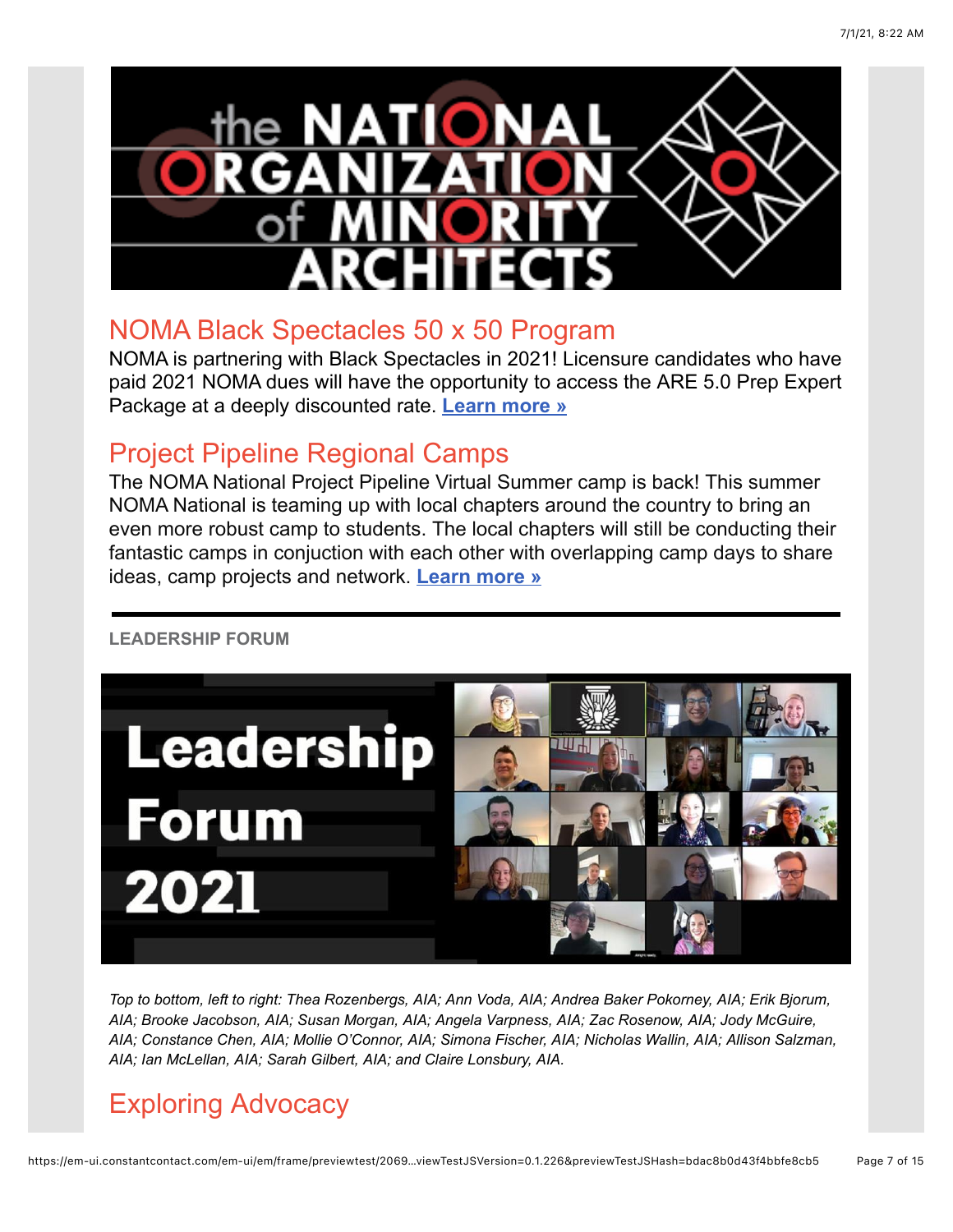## NOMA Black Spectacles 50 x 50 Program

NOMA is partnering with Black Spectacles in 2021! Licensure candidates who have paid 2021 NOMA dues will have the opportunity to access the ARE 5.0 Prep Expert Package at a deeply discounted rate. **Learn more »**

## Project Pipeline Regional Camps

The NOMA National Project Pipeline Virtual Summer camp is back! This summer NOMA National is teaming up with local chapters around the country to bring an even more robust camp to students. The local chapters will still be conducting their fantastic camps in conjuction with each other with overlapping camp days to share ideas, camp projects and network. **Learn more »**

---

**LEADERSHIP FORUM**

*Top to bottom, left to right: Thea Rozenbergs, AIA; Ann Voda, AIA; Andrea Baker Pokorney, AIA; Erik Bjorum, AIA; Brooke Jacobson, AIA; Susan Morgan, AIA; Angela Varpness, AIA; Zac Rosenow, AIA; Jody McGuire, AIA; Constance Chen, AIA; Mollie O'Connor, AIA; Simona Fischer, AIA; Nicholas Wallin, AIA; Allison Salzman, AIA; Ian McLellan, AIA; Sarah Gilbert, AIA; and Claire Lonsbury, AIA.*

## Exploring Advocacy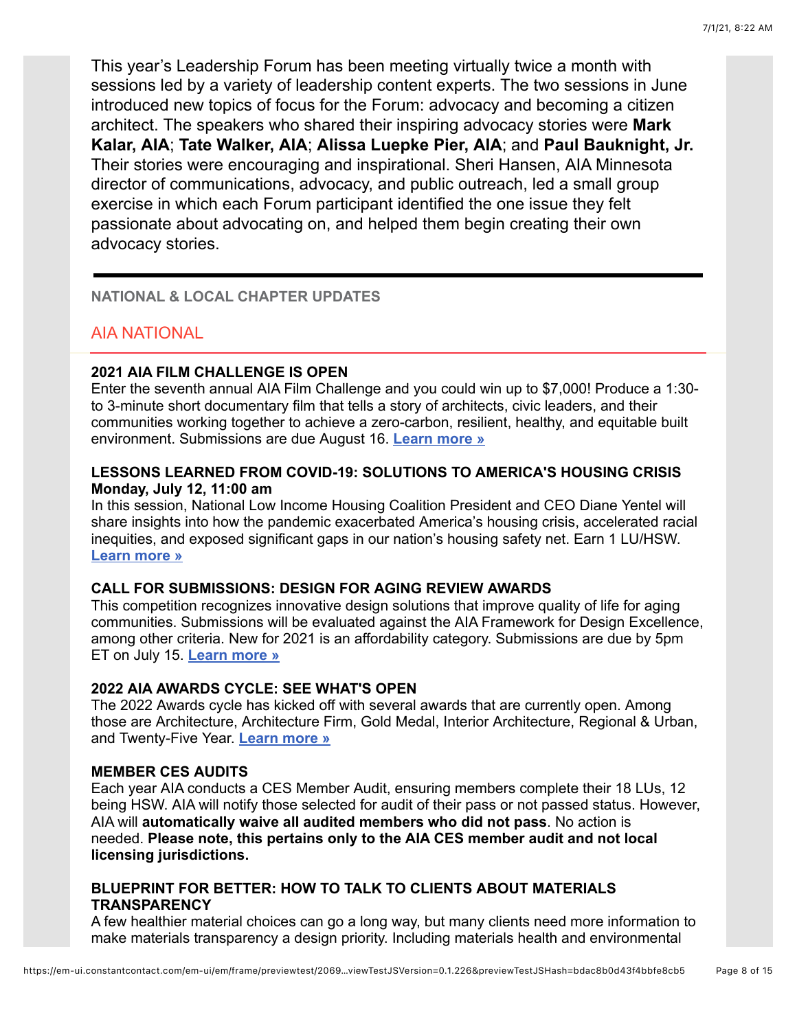This year's Leadership Forum has been meeting virtually twice a month with sessions led by a variety of leadership content experts. The two sessions in June introduced new topics of focus for the Forum: advocacy and becoming a citizen architect. The speakers who shared their inspiring advocacy stories were **Mark Kalar, AIA**; **Tate Walker, AIA**; **Alissa Luepke Pier, AIA**; and **Paul Bauknight, Jr.** Their stories were encouraging and inspirational. Sheri Hansen, AIA Minnesota director of communications, advocacy, and public outreach, led a small group exercise in which each Forum participant identified the one issue they felt passionate about advocating on, and helped them begin creating their own advocacy stories.

---

**NATIONAL & LOCAL CHAPTER UPDATES**

## AIA NATIONAL

**2021 AIA FILM CHALLENGE IS OPEN**
Enter the seventh annual AIA Film Challenge and you could win up to $7,000! Produce a 1:30- to 3-minute short documentary film that tells a story of architects, civic leaders, and their communities working together to achieve a zero-carbon, resilient, healthy, and equitable built environment. Submissions are due August 16. **Learn more »**

**LESSONS LEARNED FROM COVID-19: SOLUTIONS TO AMERICA'S HOUSING CRISIS**
**Monday, July 12, 11:00 am**
In this session, National Low Income Housing Coalition President and CEO Diane Yentel will share insights into how the pandemic exacerbated America's housing crisis, accelerated racial inequities, and exposed significant gaps in our nation's housing safety net. Earn 1 LU/HSW. **Learn more »**

**CALL FOR SUBMISSIONS: DESIGN FOR AGING REVIEW AWARDS**
This competition recognizes innovative design solutions that improve quality of life for aging communities. Submissions will be evaluated against the AIA Framework for Design Excellence, among other criteria. New for 2021 is an affordability category. Submissions are due by 5pm ET on July 15. **Learn more »**

**2022 AIA AWARDS CYCLE: SEE WHAT'S OPEN**
The 2022 Awards cycle has kicked off with several awards that are currently open. Among those are Architecture, Architecture Firm, Gold Medal, Interior Architecture, Regional & Urban, and Twenty-Five Year. **Learn more »**

**MEMBER CES AUDITS**
Each year AIA conducts a CES Member Audit, ensuring members complete their 18 LUs, 12 being HSW. AIA will notify those selected for audit of their pass or not passed status. However, AIA will **automatically waive all audited members who did not pass**. No action is needed. **Please note, this pertains only to the AIA CES member audit and not local licensing jurisdictions.**

**BLUEPRINT FOR BETTER: HOW TO TALK TO CLIENTS ABOUT MATERIALS TRANSPARENCY**
A few healthier material choices can go a long way, but many clients need more information to make materials transparency a design priority. Including materials health and environmental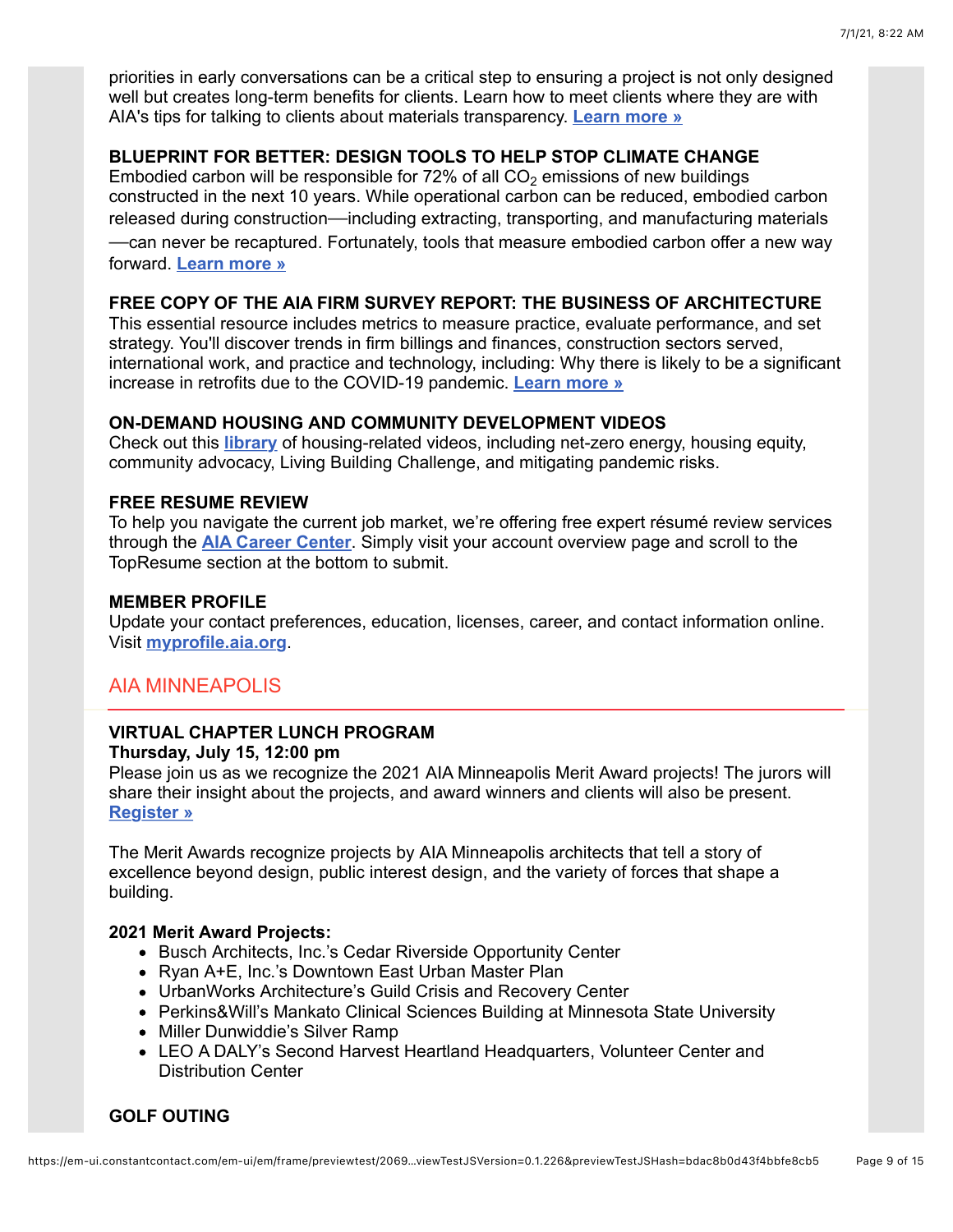priorities in early conversations can be a critical step to ensuring a project is not only designed well but creates long-term benefits for clients. Learn how to meet clients where they are with AIA's tips for talking to clients about materials transparency. **Learn more »**

**BLUEPRINT FOR BETTER: DESIGN TOOLS TO HELP STOP CLIMATE CHANGE**
Embodied carbon will be responsible for 72% of all $CO_2$ emissions of new buildings constructed in the next 10 years. While operational carbon can be reduced, embodied carbon released during construction—including extracting, transporting, and manufacturing materials—can never be recaptured. Fortunately, tools that measure embodied carbon offer a new way forward. **Learn more »**

**FREE COPY OF THE AIA FIRM SURVEY REPORT: THE BUSINESS OF ARCHITECTURE**
This essential resource includes metrics to measure practice, evaluate performance, and set strategy. You'll discover trends in firm billings and finances, construction sectors served, international work, and practice and technology, including: Why there is likely to be a significant increase in retrofits due to the COVID-19 pandemic. **Learn more »**

**ON-DEMAND HOUSING AND COMMUNITY DEVELOPMENT VIDEOS**
Check out this **library** of housing-related videos, including net-zero energy, housing equity, community advocacy, Living Building Challenge, and mitigating pandemic risks.

**FREE RESUME REVIEW**
To help you navigate the current job market, we're offering free expert résumé review services through the **AIA Career Center**. Simply visit your account overview page and scroll to the TopResume section at the bottom to submit.

**MEMBER PROFILE**
Update your contact preferences, education, licenses, career, and contact information online. Visit **myprofile.aia.org**.

## AIA MINNEAPOLIS

**VIRTUAL CHAPTER LUNCH PROGRAM**
**Thursday, July 15, 12:00 pm**
Please join us as we recognize the 2021 AIA Minneapolis Merit Award projects! The jurors will share their insight about the projects, and award winners and clients will also be present.
**Register »**

The Merit Awards recognize projects by AIA Minneapolis architects that tell a story of excellence beyond design, public interest design, and the variety of forces that shape a building.

**2021 Merit Award Projects:**

- Busch Architects, Inc.'s Cedar Riverside Opportunity Center
- Ryan A+E, Inc.'s Downtown East Urban Master Plan
- UrbanWorks Architecture's Guild Crisis and Recovery Center
- Perkins&Will's Mankato Clinical Sciences Building at Minnesota State University
- Miller Dunwiddie's Silver Ramp
- LEO A DALY's Second Harvest Heartland Headquarters, Volunteer Center and Distribution Center

**GOLF OUTING**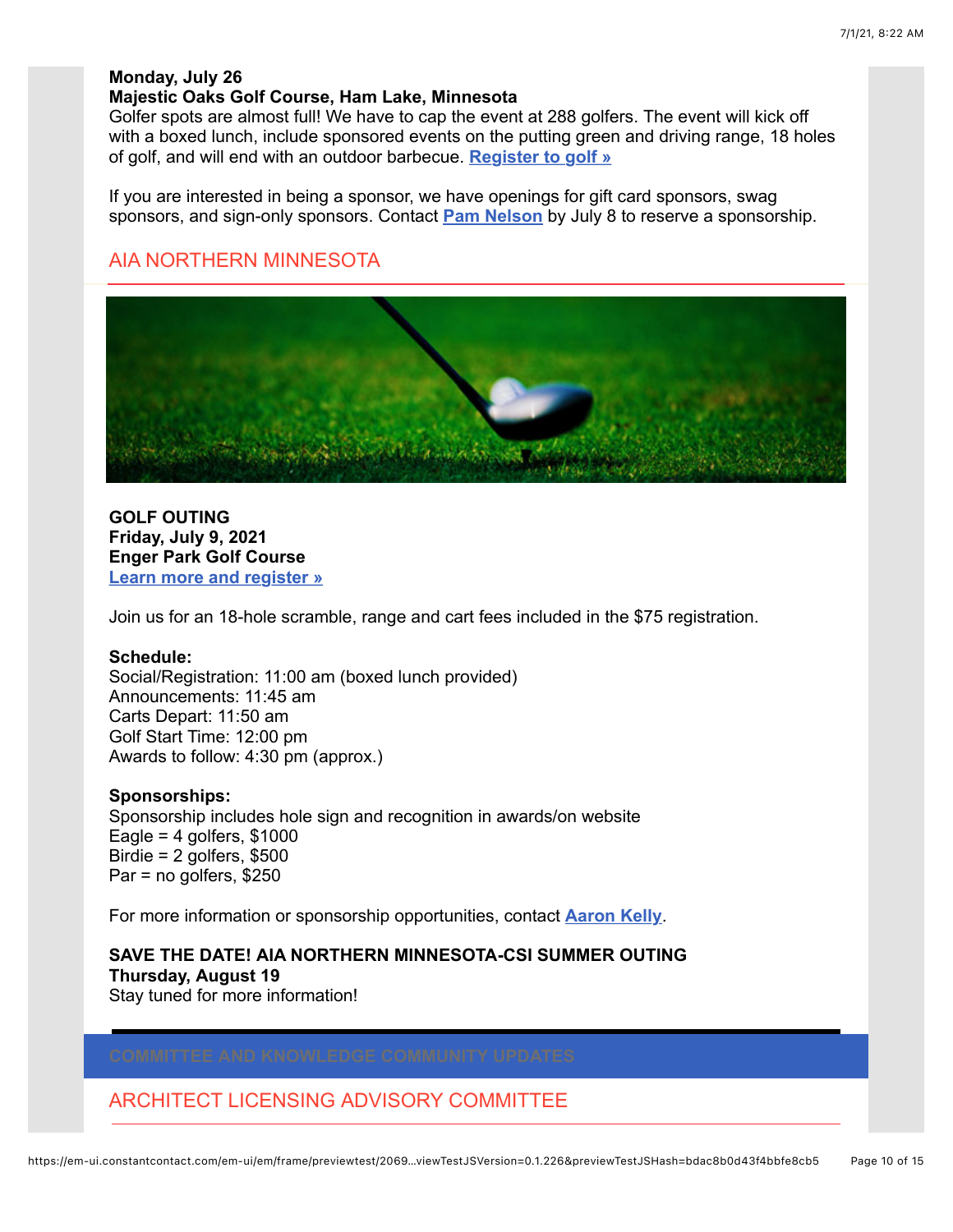**Monday, July 26**
**Majestic Oaks Golf Course, Ham Lake, Minnesota**
Golfer spots are almost full! We have to cap the event at 288 golfers. The event will kick off with a boxed lunch, include sponsored events on the putting green and driving range, 18 holes of golf, and will end with an outdoor barbecue. **Register to golf »**

If you are interested in being a sponsor, we have openings for gift card sponsors, swag sponsors, and sign-only sponsors. Contact **Pam Nelson** by July 8 to reserve a sponsorship.

## AIA NORTHERN MINNESOTA

**GOLF OUTING**
**Friday, July 9, 2021**
**Enger Park Golf Course**
**Learn more and register »**

Join us for an 18-hole scramble, range and cart fees included in the $75 registration.

**Schedule:**
Social/Registration: 11:00 am (boxed lunch provided)
Announcements: 11:45 am
Carts Depart: 11:50 am
Golf Start Time: 12:00 pm
Awards to follow: 4:30 pm (approx.)

**Sponsorships:**
Sponsorship includes hole sign and recognition in awards/on website
Eagle = 4 golfers, $1000
Birdie = 2 golfers, $500
Par = no golfers, $250

For more information or sponsorship opportunities, contact **Aaron Kelly**.

**SAVE THE DATE! AIA NORTHERN MINNESOTA-CSI SUMMER OUTING**
**Thursday, August 19**
Stay tuned for more information!

# COMMITTEE AND KNOWLEDGE COMMUNITY UPDATES

## ARCHITECT LICENSING ADVISORY COMMITTEE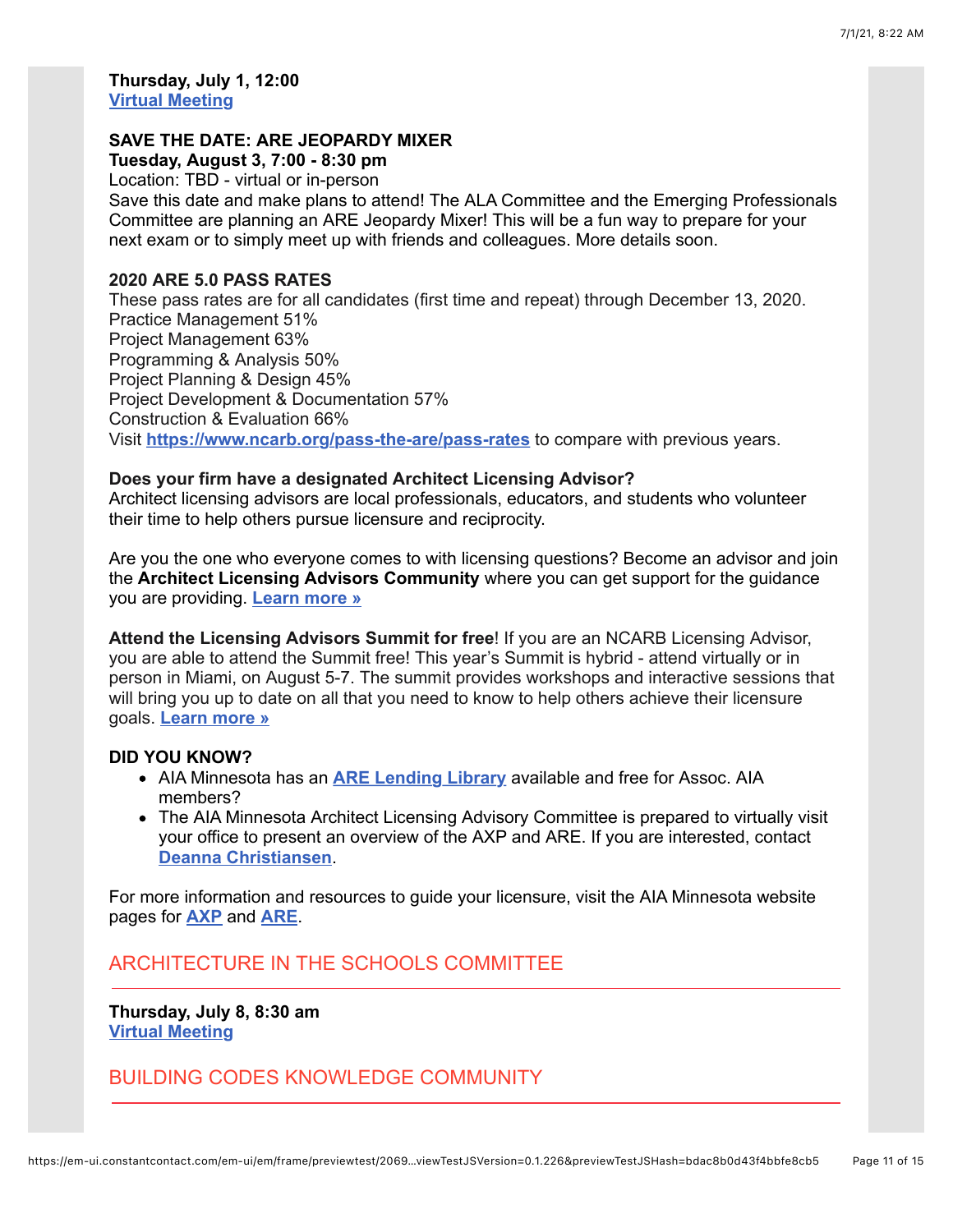**Thursday, July 1, 12:00**
**Virtual Meeting**

**SAVE THE DATE: ARE JEOPARDY MIXER**
**Tuesday, August 3, 7:00 - 8:30 pm**
Location: TBD - virtual or in-person
Save this date and make plans to attend! The ALA Committee and the Emerging Professionals Committee are planning an ARE Jeopardy Mixer! This will be a fun way to prepare for your next exam or to simply meet up with friends and colleagues. More details soon.

**2020 ARE 5.0 PASS RATES**
These pass rates are for all candidates (first time and repeat) through December 13, 2020.
Practice Management 51%
Project Management 63%
Programming & Analysis 50%
Project Planning & Design 45%
Project Development & Documentation 57%
Construction & Evaluation 66%
Visit **https://www.ncarb.org/pass-the-are/pass-rates** to compare with previous years.

**Does your firm have a designated Architect Licensing Advisor?**
Architect licensing advisors are local professionals, educators, and students who volunteer their time to help others pursue licensure and reciprocity.

Are you the one who everyone comes to with licensing questions? Become an advisor and join the **Architect Licensing Advisors Community** where you can get support for the guidance you are providing. **Learn more »**

**Attend the Licensing Advisors Summit for free**! If you are an NCARB Licensing Advisor, you are able to attend the Summit free! This year's Summit is hybrid - attend virtually or in person in Miami, on August 5-7. The summit provides workshops and interactive sessions that will bring you up to date on all that you need to know to help others achieve their licensure goals. **Learn more »**

**DID YOU KNOW?**

- AIA Minnesota has an **ARE Lending Library** available and free for Assoc. AIA members?
- The AIA Minnesota Architect Licensing Advisory Committee is prepared to virtually visit your office to present an overview of the AXP and ARE. If you are interested, contact **Deanna Christiansen**.

For more information and resources to guide your licensure, visit the AIA Minnesota website pages for **AXP** and **ARE**.

## ARCHITECTURE IN THE SCHOOLS COMMITTEE

**Thursday, July 8, 8:30 am**
**Virtual Meeting**

## BUILDING CODES KNOWLEDGE COMMUNITY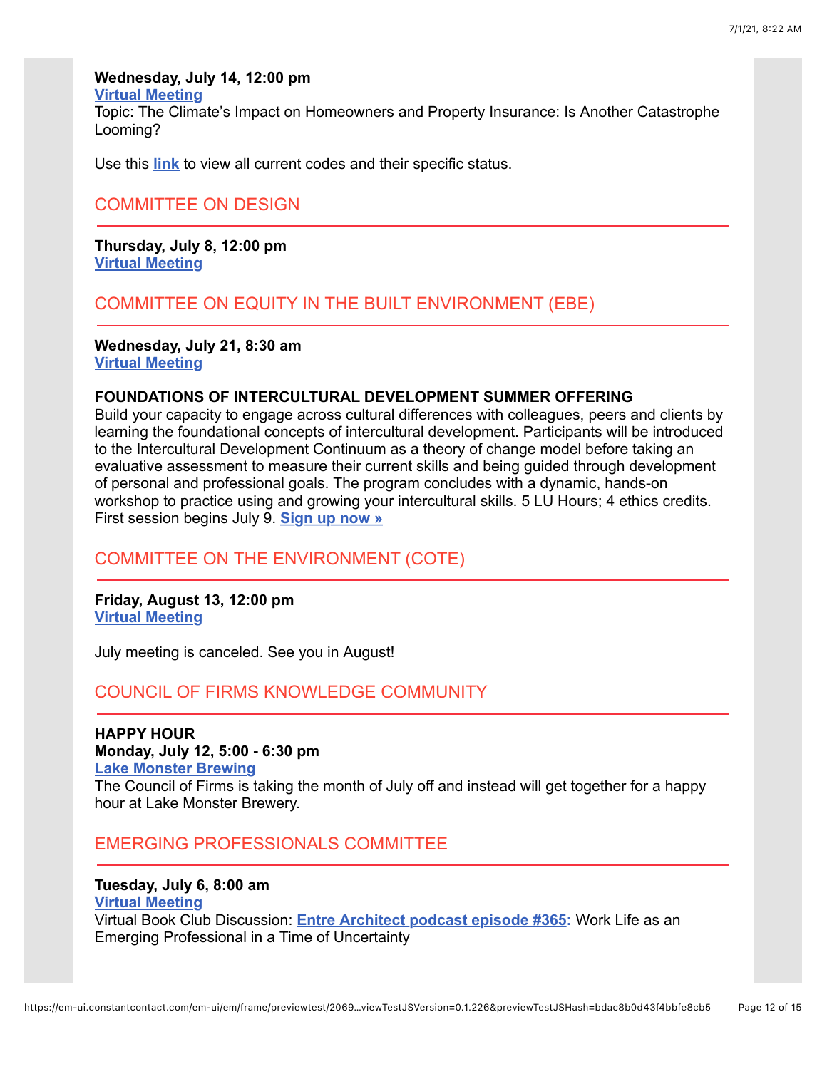**Wednesday, July 14, 12:00 pm**
**Virtual Meeting**
Topic: The Climate's Impact on Homeowners and Property Insurance: Is Another Catastrophe Looming?

Use this **link** to view all current codes and their specific status.

## COMMITTEE ON DESIGN

**Thursday, July 8, 12:00 pm**
**Virtual Meeting**

## COMMITTEE ON EQUITY IN THE BUILT ENVIRONMENT (EBE)

**Wednesday, July 21, 8:30 am**
**Virtual Meeting**

**FOUNDATIONS OF INTERCULTURAL DEVELOPMENT SUMMER OFFERING**
Build your capacity to engage across cultural differences with colleagues, peers and clients by learning the foundational concepts of intercultural development. Participants will be introduced to the Intercultural Development Continuum as a theory of change model before taking an evaluative assessment to measure their current skills and being guided through development of personal and professional goals. The program concludes with a dynamic, hands-on workshop to practice using and growing your intercultural skills. 5 LU Hours; 4 ethics credits. First session begins July 9. **Sign up now »**

## COMMITTEE ON THE ENVIRONMENT (COTE)

**Friday, August 13, 12:00 pm**
**Virtual Meeting**

July meeting is canceled. See you in August!

## COUNCIL OF FIRMS KNOWLEDGE COMMUNITY

**HAPPY HOUR**
**Monday, July 12, 5:00 - 6:30 pm**
**Lake Monster Brewing**
The Council of Firms is taking the month of July off and instead will get together for a happy hour at Lake Monster Brewery.

## EMERGING PROFESSIONALS COMMITTEE

**Tuesday, July 6, 8:00 am**
**Virtual Meeting**
Virtual Book Club Discussion: **Entre Architect podcast episode #365:** Work Life as an Emerging Professional in a Time of Uncertainty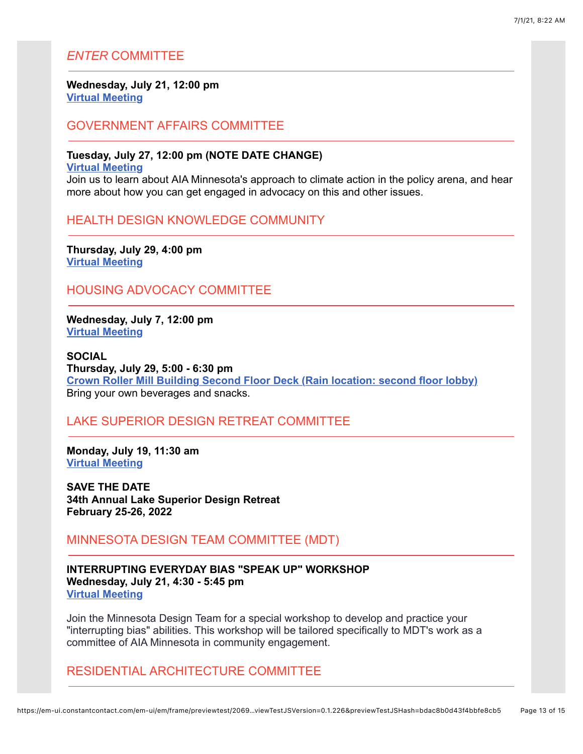## *ENTER* COMMITTEE

**Wednesday, July 21, 12:00 pm**
**Virtual Meeting**

## GOVERNMENT AFFAIRS COMMITTEE

**Tuesday, July 27, 12:00 pm (NOTE DATE CHANGE)**
**Virtual Meeting**
Join us to learn about AIA Minnesota's approach to climate action in the policy arena, and hear more about how you can get engaged in advocacy on this and other issues.

## HEALTH DESIGN KNOWLEDGE COMMUNITY

**Thursday, July 29, 4:00 pm**
**Virtual Meeting**

## HOUSING ADVOCACY COMMITTEE

**Wednesday, July 7, 12:00 pm**
**Virtual Meeting**

**SOCIAL**
**Thursday, July 29, 5:00 - 6:30 pm**
**Crown Roller Mill Building Second Floor Deck (Rain location: second floor lobby)**
Bring your own beverages and snacks.

## LAKE SUPERIOR DESIGN RETREAT COMMITTEE

**Monday, July 19, 11:30 am**
**Virtual Meeting**

**SAVE THE DATE**
**34th Annual Lake Superior Design Retreat**
**February 25-26, 2022**

## MINNESOTA DESIGN TEAM COMMITTEE (MDT)

**INTERRUPTING EVERYDAY BIAS "SPEAK UP" WORKSHOP**
**Wednesday, July 21, 4:30 - 5:45 pm**
**Virtual Meeting**

Join the Minnesota Design Team for a special workshop to develop and practice your "interrupting bias" abilities. This workshop will be tailored specifically to MDT's work as a committee of AIA Minnesota in community engagement.

## RESIDENTIAL ARCHITECTURE COMMITTEE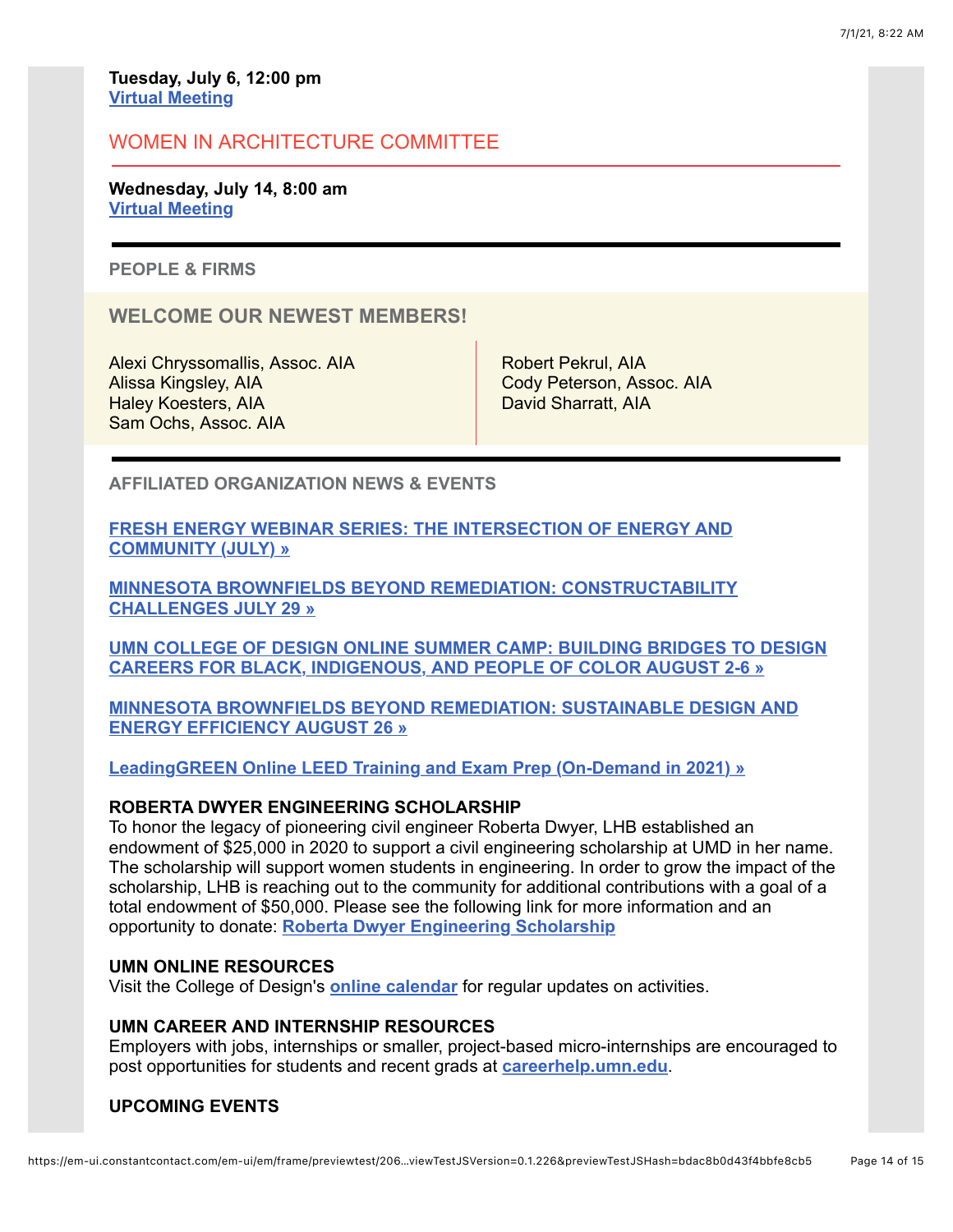**Tuesday, July 6, 12:00 pm**
**Virtual Meeting**

## WOMEN IN ARCHITECTURE COMMITTEE

**Wednesday, July 14, 8:00 am**
**Virtual Meeting**

---

### PEOPLE & FIRMS

## WELCOME OUR NEWEST MEMBERS!

Alexi Chryssomallis, Assoc. AIA
Alissa Kingsley, AIA
Haley Koesters, AIA
Sam Ochs, Assoc. AIA
Robert Pekrul, AIA
Cody Peterson, Assoc. AIA
David Sharratt, AIA

---

### AFFILIATED ORGANIZATION NEWS & EVENTS

**FRESH ENERGY WEBINAR SERIES: THE INTERSECTION OF ENERGY AND COMMUNITY (JULY) »**

**MINNESOTA BROWNFIELDS BEYOND REMEDIATION: CONSTRUCTABILITY CHALLENGES JULY 29 »**

**UMN COLLEGE OF DESIGN ONLINE SUMMER CAMP: BUILDING BRIDGES TO DESIGN CAREERS FOR BLACK, INDIGENOUS, AND PEOPLE OF COLOR AUGUST 2-6 »**

**MINNESOTA BROWNFIELDS BEYOND REMEDIATION: SUSTAINABLE DESIGN AND ENERGY EFFICIENCY AUGUST 26 »**

**LeadingGREEN Online LEED Training and Exam Prep (On-Demand in 2021) »**

**ROBERTA DWYER ENGINEERING SCHOLARSHIP**
To honor the legacy of pioneering civil engineer Roberta Dwyer, LHB established an endowment of $25,000 in 2020 to support a civil engineering scholarship at UMD in her name. The scholarship will support women students in engineering. In order to grow the impact of the scholarship, LHB is reaching out to the community for additional contributions with a goal of a total endowment of $50,000. Please see the following link for more information and an opportunity to donate: **Roberta Dwyer Engineering Scholarship**

**UMN ONLINE RESOURCES**
Visit the College of Design's **online calendar** for regular updates on activities.

**UMN CAREER AND INTERNSHIP RESOURCES**
Employers with jobs, internships or smaller, project-based micro-internships are encouraged to post opportunities for students and recent grads at **careerhelp.umn.edu**.

**UPCOMING EVENTS**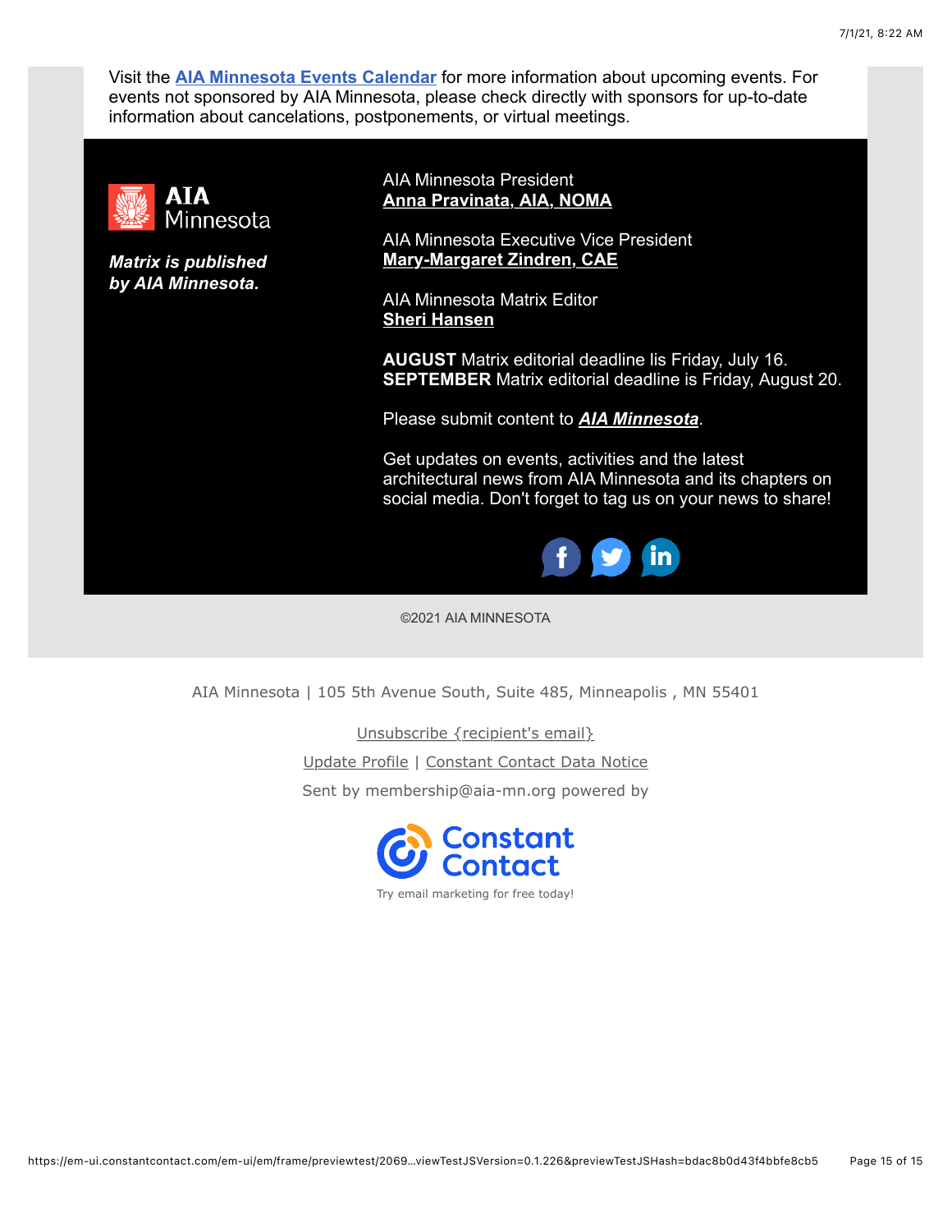Visit the **AIA Minnesota Events Calendar** for more information about upcoming events. For events not sponsored by AIA Minnesota, please check directly with sponsors for up-to-date information about cancelations, postponements, or virtual meetings.

AIA Minnesota

***Matrix is published by AIA Minnesota.***

AIA Minnesota President
**Anna Pravinata, AIA, NOMA**

AIA Minnesota Executive Vice President
**Mary-Margaret Zindren, CAE**

AIA Minnesota Matrix Editor
**Sheri Hansen**

**AUGUST** Matrix editorial deadline lis Friday, July 16.
**SEPTEMBER** Matrix editorial deadline is Friday, August 20.

Please submit content to ***AIA Minnesota***.

Get updates on events, activities and the latest architectural news from AIA Minnesota and its chapters on social media. Don't forget to tag us on your news to share!

©2021 AIA MINNESOTA

AIA Minnesota | 105 5th Avenue South, Suite 485, Minneapolis , MN 55401

Unsubscribe {recipient's email}

Update Profile | Constant Contact Data Notice

Sent by membership@aia-mn.org powered by

Constant Contact

Try email marketing for free today!